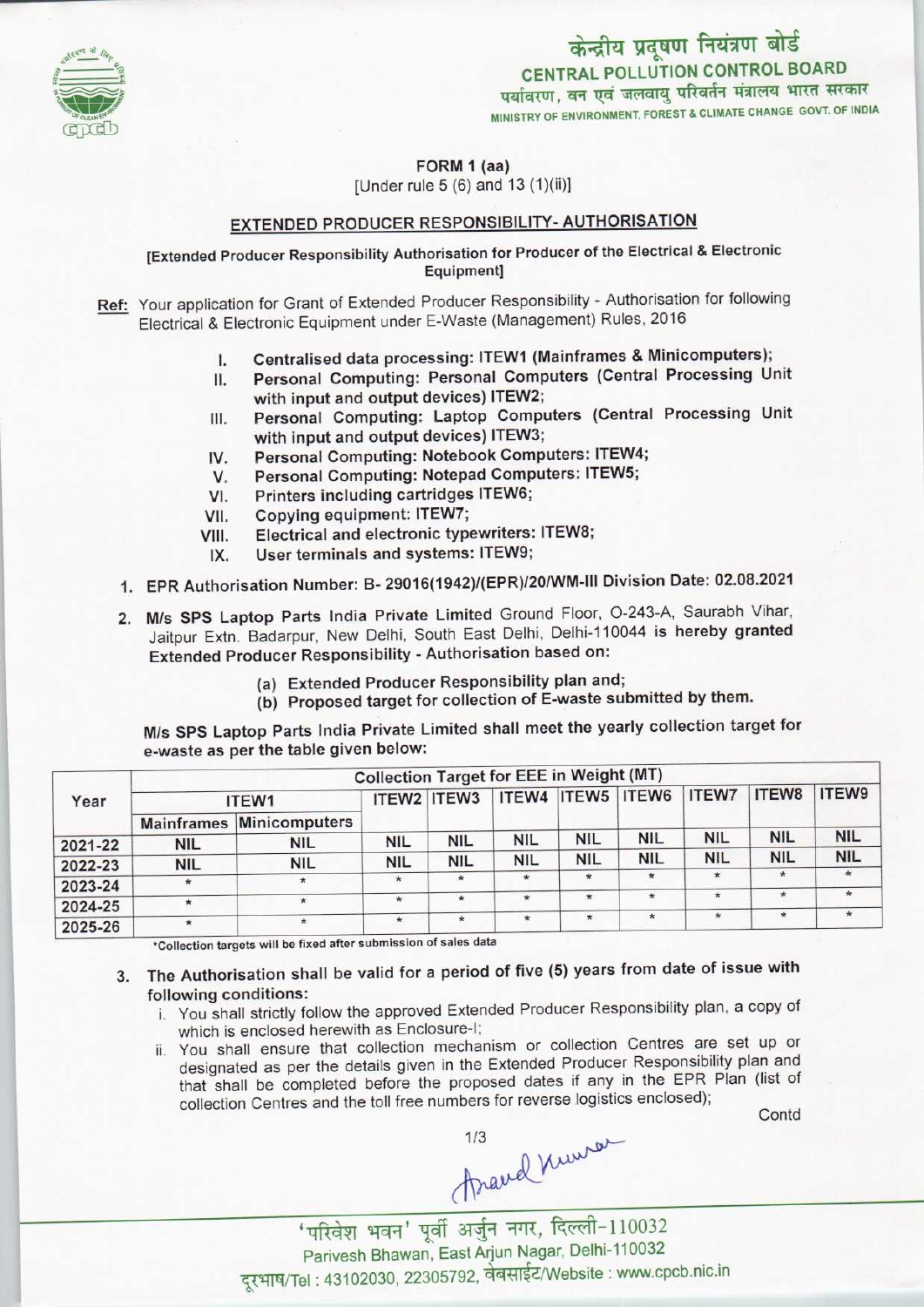केन्द्रीय प्रदूषण नियंत्रण बोर्ड
CENTRAL POLLUTION CONTROL BOARD
पर्यावरण, वन एवं जलवायु परिवर्तन मंत्रालय भारत सरकार
MINISTRY OF ENVIRONMENT, FOREST & CLIMATE CHANGE GOVT. OF INDIA

**FORM 1 (aa)**
[Under rule 5 (6) and 13 (1)(ii)]

## EXTENDED PRODUCER RESPONSIBILITY- AUTHORISATION

**[Extended Producer Responsibility Authorisation for Producer of the Electrical & Electronic Equipment]**

**Ref:** Your application for Grant of Extended Producer Responsibility - Authorisation for following Electrical & Electronic Equipment under E-Waste (Management) Rules, 2016

I. **Centralised data processing: ITEW1 (Mainframes & Minicomputers);**
II. **Personal Computing: Personal Computers (Central Processing Unit with input and output devices) ITEW2;**
III. **Personal Computing: Laptop Computers (Central Processing Unit with input and output devices) ITEW3;**
IV. **Personal Computing: Notebook Computers: ITEW4;**
V. **Personal Computing: Notepad Computers: ITEW5;**
VI. **Printers including cartridges ITEW6;**
VII. **Copying equipment: ITEW7;**
VIII. **Electrical and electronic typewriters: ITEW8;**
IX. **User terminals and systems: ITEW9;**

1. **EPR Authorisation Number: B- 29016(1942)/(EPR)/20/WM-III Division Date: 02.08.2021**

2. **M/s SPS Laptop Parts India Private Limited** Ground Floor, O-243-A, Saurabh Vihar, Jaitpur Extn. Badarpur, New Delhi, South East Delhi, Delhi-110044 **is hereby granted Extended Producer Responsibility - Authorisation based on:**
   (a) **Extended Producer Responsibility plan and;**
   (b) **Proposed target for collection of E-waste submitted by them.**

**M/s SPS Laptop Parts India Private Limited shall meet the yearly collection target for e-waste as per the table given below:**

| Year | Collection Target for EEE in Weight (MT) | | | | | | | | | |
|---|---|---|---|---|---|---|---|---|---|---|
| | ITEW1 | | ITEW2 | ITEW3 | ITEW4 | ITEW5 | ITEW6 | ITEW7 | ITEW8 | ITEW9 |
| | Mainframes | Minicomputers | | | | | | | | |
| 2021-22 | NIL | NIL | NIL | NIL | NIL | NIL | NIL | NIL | NIL | NIL |
| 2022-23 | NIL | NIL | NIL | NIL | NIL | NIL | NIL | NIL | NIL | NIL |
| 2023-24 | * | * | * | * | * | * | * | * | * | * |
| 2024-25 | * | * | * | * | * | * | * | * | * | * |
| 2025-26 | * | * | * | * | * | * | * | * | * | * |

*Collection targets will be fixed after submission of sales data

3. **The Authorisation shall be valid for a period of five (5) years from date of issue with following conditions:**
   i. You shall strictly follow the approved Extended Producer Responsibility plan, a copy of which is enclosed herewith as Enclosure-I;
   ii. You shall ensure that collection mechanism or collection Centres are set up or designated as per the details given in the Extended Producer Responsibility plan and that shall be completed before the proposed dates if any in the EPR Plan (list of collection Centres and the toll free numbers for reverse logistics enclosed);

Contd

'परिवेश भवन' पूर्वी अर्जुन नगर, दिल्ली-110032
Parivesh Bhawan, East Arjun Nagar, Delhi-110032
दूरभाष/Tel : 43102030, 22305792, वेबसाईट/Website : www.cpcb.nic.in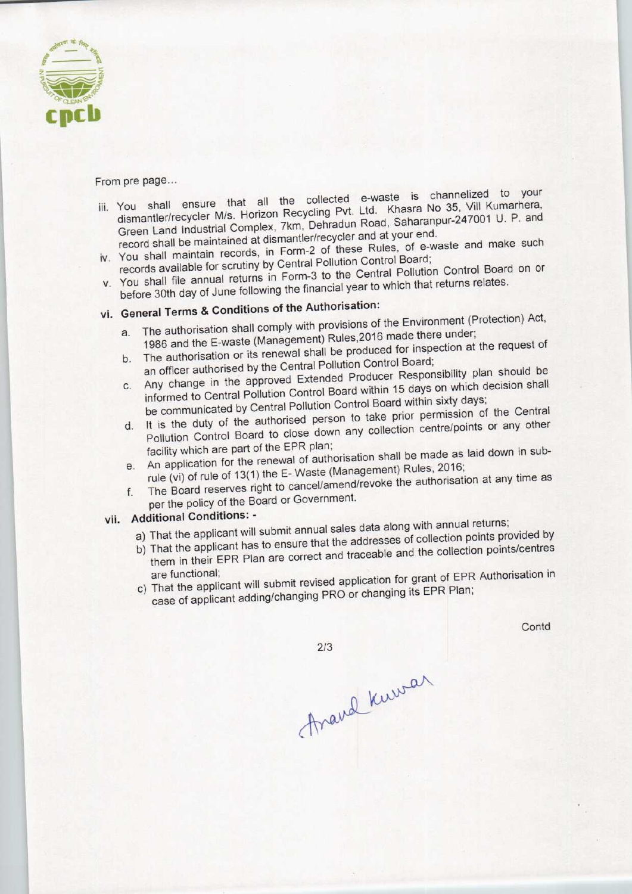From pre page...

iii. You shall ensure that all the collected e-waste is channelized to your dismantler/recycler M/s. Horizon Recycling Pvt. Ltd. Khasra No 35, Vill Kumarhera, Green Land Industrial Complex, 7km, Dehradun Road, Saharanpur-247001 U. P. and record shall be maintained at dismantler/recycler and at your end.

iv. You shall maintain records, in Form-2 of these Rules, of e-waste and make such records available for scrutiny by Central Pollution Control Board;

v. You shall file annual returns in Form-3 to the Central Pollution Control Board on or before 30th day of June following the financial year to which that returns relates.

**vi. General Terms & Conditions of the Authorisation:**

a. The authorisation shall comply with provisions of the Environment (Protection) Act, 1986 and the E-waste (Management) Rules,2016 made there under;

b. The authorisation or its renewal shall be produced for inspection at the request of an officer authorised by the Central Pollution Control Board;

c. Any change in the approved Extended Producer Responsibility plan should be informed to Central Pollution Control Board within 15 days on which decision shall be communicated by Central Pollution Control Board within sixty days;

d. It is the duty of the authorised person to take prior permission of the Central Pollution Control Board to close down any collection centre/points or any other facility which are part of the EPR plan;

e. An application for the renewal of authorisation shall be made as laid down in sub-rule (vi) of rule of 13(1) the E- Waste (Management) Rules, 2016;

f. The Board reserves right to cancel/amend/revoke the authorisation at any time as per the policy of the Board or Government.

**vii. Additional Conditions: -**

a) That the applicant will submit annual sales data along with annual returns;

b) That the applicant has to ensure that the addresses of collection points provided by them in their EPR Plan are correct and traceable and the collection points/centres are functional;

c) That the applicant will submit revised application for grant of EPR Authorisation in case of applicant adding/changing PRO or changing its EPR Plan;

Contd

Anand Kumar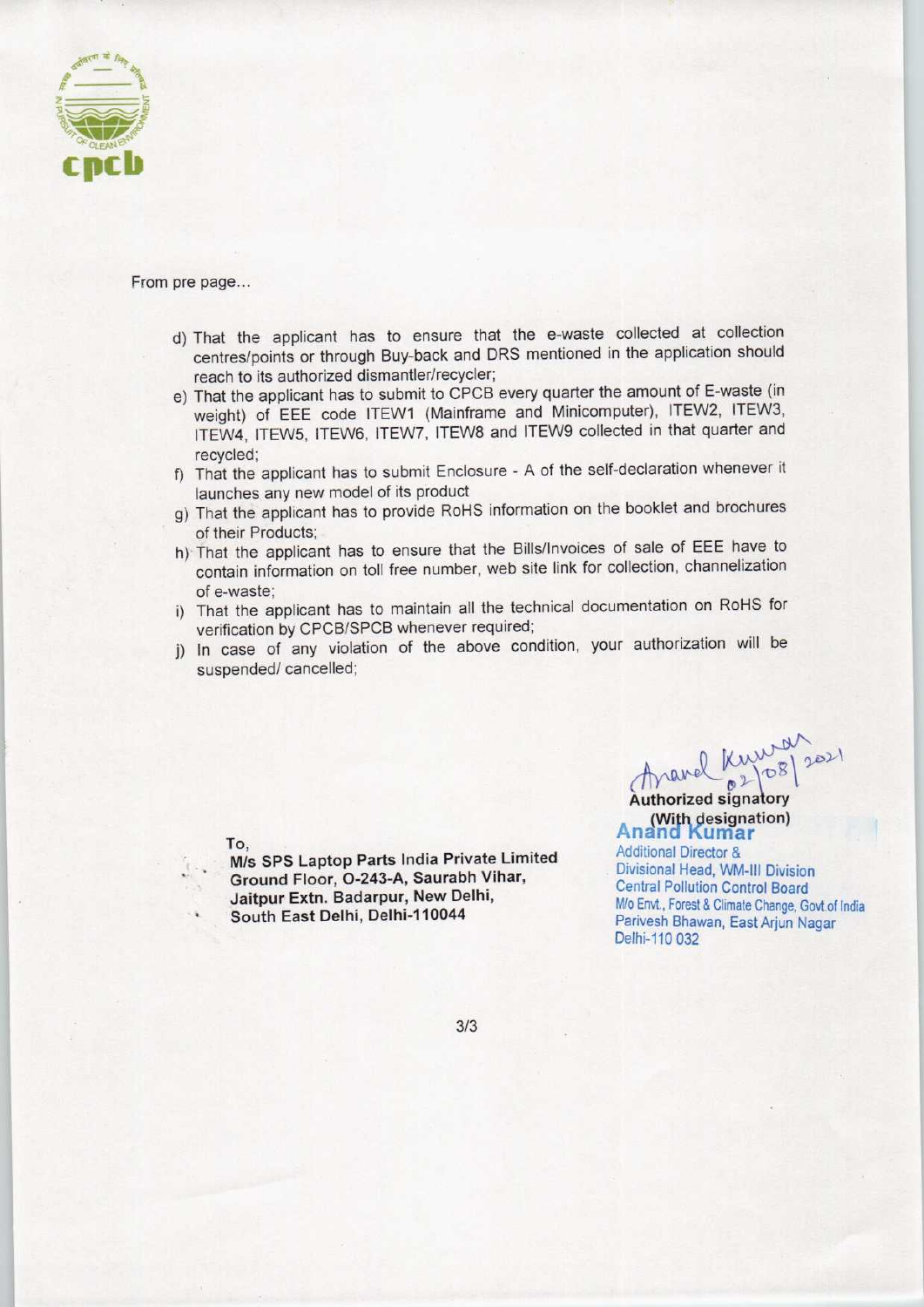From pre page...

d) That the applicant has to ensure that the e-waste collected at collection centres/points or through Buy-back and DRS mentioned in the application should reach to its authorized dismantler/recycler;
e) That the applicant has to submit to CPCB every quarter the amount of E-waste (in weight) of EEE code ITEW1 (Mainframe and Minicomputer), ITEW2, ITEW3, ITEW4, ITEW5, ITEW6, ITEW7, ITEW8 and ITEW9 collected in that quarter and recycled;
f) That the applicant has to submit Enclosure - A of the self-declaration whenever it launches any new model of its product
g) That the applicant has to provide RoHS information on the booklet and brochures of their Products;
h) That the applicant has to ensure that the Bills/Invoices of sale of EEE have to contain information on toll free number, web site link for collection, channelization of e-waste;
i) That the applicant has to maintain all the technical documentation on RoHS for verification by CPCB/SPCB whenever required;
j) In case of any violation of the above condition, your authorization will be suspended/ cancelled;

Anand Kumar 02/08/2021

**Authorized signatory**
**(With designation)**

**Anand Kumar**
Additional Director &
Divisional Head, WM-III Division
Central Pollution Control Board
M/o Envt., Forest & Climate Change, Govt.of India
Parivesh Bhawan, East Arjun Nagar
Delhi-110 032

To,
**M/s SPS Laptop Parts India Private Limited**
**Ground Floor, O-243-A, Saurabh Vihar,**
**Jaitpur Extn. Badarpur, New Delhi,**
**South East Delhi, Delhi-110044**